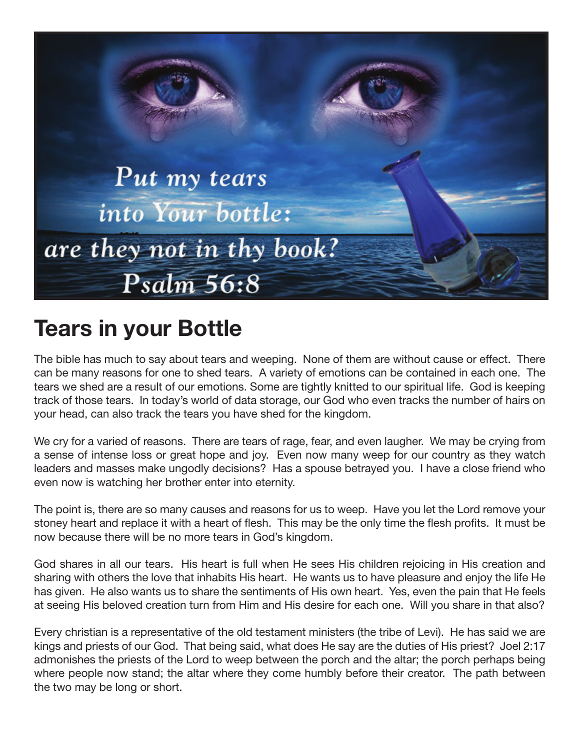Put my tears into Your bottle: are they not in thy book? Psalm 56:8

# Tears in your Bottle

The bible has much to say about tears and weeping. None of them are without cause or effect. There can be many reasons for one to shed tears. A variety of emotions can be contained in each one. The tears we shed are a result of our emotions. Some are tightly knitted to our spiritual life. God is keeping track of those tears. In today's world of data storage, our God who even tracks the number of hairs on your head, can also track the tears you have shed for the kingdom.

We cry for a varied of reasons. There are tears of rage, fear, and even laugher. We may be crying from a sense of intense loss or great hope and joy. Even now many weep for our country as they watch leaders and masses make ungodly decisions? Has a spouse betrayed you. I have a close friend who even now is watching her brother enter into eternity.

The point is, there are so many causes and reasons for us to weep. Have you let the Lord remove your stoney heart and replace it with a heart of flesh. This may be the only time the flesh profits. It must be now because there will be no more tears in God's kingdom.

God shares in all our tears. His heart is full when He sees His children rejoicing in His creation and sharing with others the love that inhabits His heart. He wants us to have pleasure and enjoy the life He has given. He also wants us to share the sentiments of His own heart. Yes, even the pain that He feels at seeing His beloved creation turn from Him and His desire for each one. Will you share in that also?

Every christian is a representative of the old testament ministers (the tribe of Levi). He has said we are kings and priests of our God. That being said, what does He say are the duties of His priest? Joel 2:17 admonishes the priests of the Lord to weep between the porch and the altar; the porch perhaps being where people now stand; the altar where they come humbly before their creator. The path between the two may be long or short.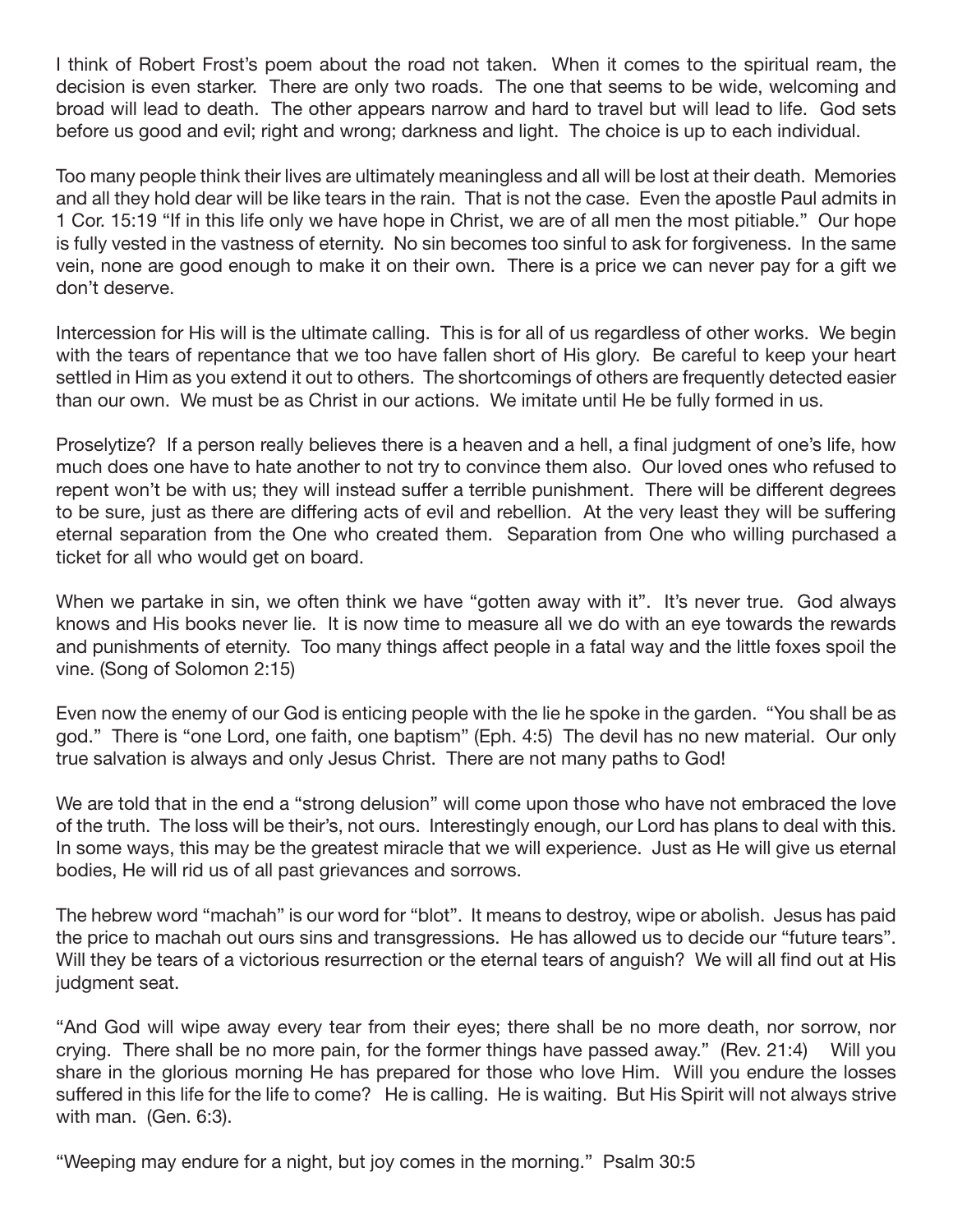I think of Robert Frost's poem about the road not taken. When it comes to the spiritual ream, the decision is even starker. There are only two roads. The one that seems to be wide, welcoming and broad will lead to death. The other appears narrow and hard to travel but will lead to life. God sets before us good and evil; right and wrong; darkness and light. The choice is up to each individual.

Too many people think their lives are ultimately meaningless and all will be lost at their death. Memories and all they hold dear will be like tears in the rain. That is not the case. Even the apostle Paul admits in 1 Cor. 15:19 "If in this life only we have hope in Christ, we are of all men the most pitiable." Our hope is fully vested in the vastness of eternity. No sin becomes too sinful to ask for forgiveness. In the same vein, none are good enough to make it on their own. There is a price we can never pay for a gift we don't deserve.

Intercession for His will is the ultimate calling. This is for all of us regardless of other works. We begin with the tears of repentance that we too have fallen short of His glory. Be careful to keep your heart settled in Him as you extend it out to others. The shortcomings of others are frequently detected easier than our own. We must be as Christ in our actions. We imitate until He be fully formed in us.

Proselytize? If a person really believes there is a heaven and a hell, a final judgment of one's life, how much does one have to hate another to not try to convince them also. Our loved ones who refused to repent won't be with us; they will instead suffer a terrible punishment. There will be different degrees to be sure, just as there are differing acts of evil and rebellion. At the very least they will be suffering eternal separation from the One who created them. Separation from One who willing purchased a ticket for all who would get on board.

When we partake in sin, we often think we have "gotten away with it". It's never true. God always knows and His books never lie. It is now time to measure all we do with an eye towards the rewards and punishments of eternity. Too many things affect people in a fatal way and the little foxes spoil the vine. (Song of Solomon 2:15)

Even now the enemy of our God is enticing people with the lie he spoke in the garden. "You shall be as god." There is "one Lord, one faith, one baptism" (Eph. 4:5) The devil has no new material. Our only true salvation is always and only Jesus Christ. There are not many paths to God!

We are told that in the end a "strong delusion" will come upon those who have not embraced the love of the truth. The loss will be their's, not ours. Interestingly enough, our Lord has plans to deal with this. In some ways, this may be the greatest miracle that we will experience. Just as He will give us eternal bodies, He will rid us of all past grievances and sorrows.

The hebrew word "machah" is our word for "blot". It means to destroy, wipe or abolish. Jesus has paid the price to machah out ours sins and transgressions. He has allowed us to decide our "future tears". Will they be tears of a victorious resurrection or the eternal tears of anguish? We will all find out at His judgment seat.

"And God will wipe away every tear from their eyes; there shall be no more death, nor sorrow, nor crying. There shall be no more pain, for the former things have passed away." (Rev. 21:4) Will you share in the glorious morning He has prepared for those who love Him. Will you endure the losses suffered in this life for the life to come? He is calling. He is waiting. But His Spirit will not always strive with man. (Gen. 6:3).

"Weeping may endure for a night, but joy comes in the morning." Psalm 30:5